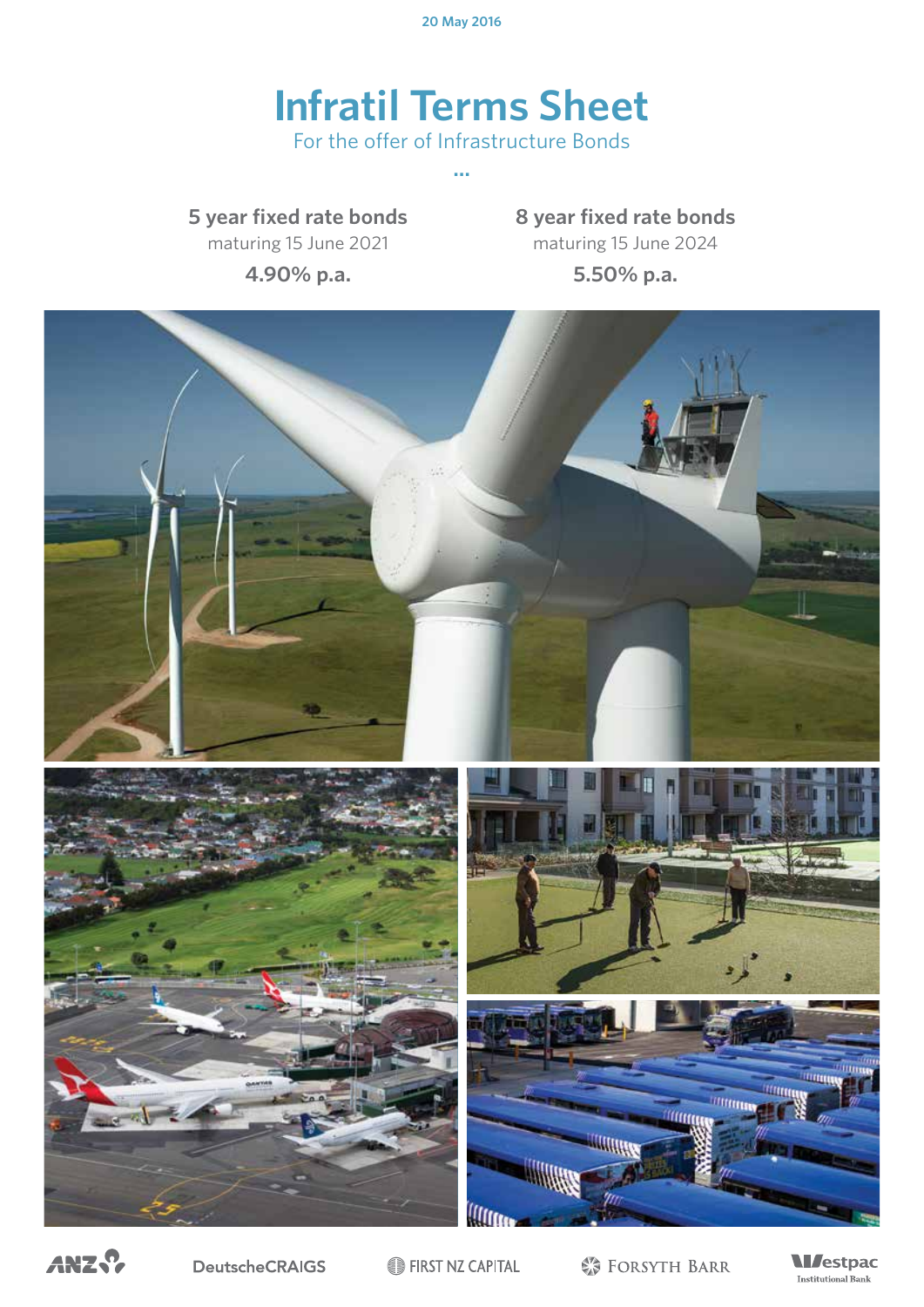20 May 2016

# Infratil Terms Sheet

For the offer of Infrastructure Bonds

...

| 5 year fixed rate bonds | 8 year fixed rate bonds |
| --- | --- |
| maturing 15 June 2021 | maturing 15 June 2024 |
| **4.90% p.a.** | **5.50% p.a.** |

ANZ DeutscheCRAIGS FIRST NZ CAPITAL FORSYTH BARR Westpac Institutional Bank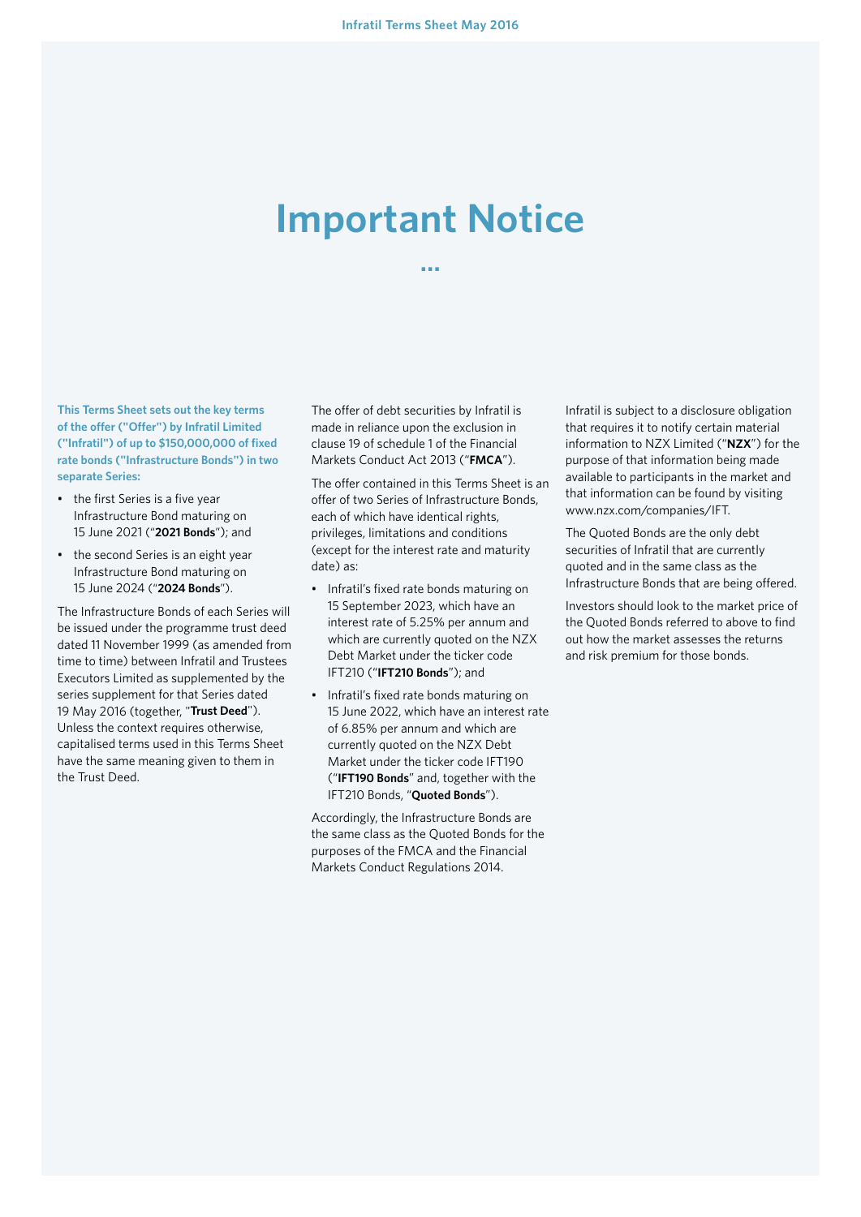# Important Notice

**This Terms Sheet sets out the key terms of the offer ("Offer") by Infratil Limited ("Infratil") of up to $150,000,000 of fixed rate bonds ("Infrastructure Bonds") in two separate Series:**

- the first Series is a five year Infrastructure Bond maturing on 15 June 2021 ("**2021 Bonds**"); and
- the second Series is an eight year Infrastructure Bond maturing on 15 June 2024 ("**2024 Bonds**").

The Infrastructure Bonds of each Series will be issued under the programme trust deed dated 11 November 1999 (as amended from time to time) between Infratil and Trustees Executors Limited as supplemented by the series supplement for that Series dated 19 May 2016 (together, "**Trust Deed**"). Unless the context requires otherwise, capitalised terms used in this Terms Sheet have the same meaning given to them in the Trust Deed.

The offer of debt securities by Infratil is made in reliance upon the exclusion in clause 19 of schedule 1 of the Financial Markets Conduct Act 2013 ("**FMCA**").

The offer contained in this Terms Sheet is an offer of two Series of Infrastructure Bonds, each of which have identical rights, privileges, limitations and conditions (except for the interest rate and maturity date) as:

- Infratil's fixed rate bonds maturing on 15 September 2023, which have an interest rate of 5.25% per annum and which are currently quoted on the NZX Debt Market under the ticker code IFT210 ("**IFT210 Bonds**"); and
- Infratil's fixed rate bonds maturing on 15 June 2022, which have an interest rate of 6.85% per annum and which are currently quoted on the NZX Debt Market under the ticker code IFT190 ("**IFT190 Bonds**" and, together with the IFT210 Bonds, "**Quoted Bonds**").

Accordingly, the Infrastructure Bonds are the same class as the Quoted Bonds for the purposes of the FMCA and the Financial Markets Conduct Regulations 2014.

Infratil is subject to a disclosure obligation that requires it to notify certain material information to NZX Limited ("**NZX**") for the purpose of that information being made available to participants in the market and that information can be found by visiting www.nzx.com/companies/IFT.

The Quoted Bonds are the only debt securities of Infratil that are currently quoted and in the same class as the Infrastructure Bonds that are being offered.

Investors should look to the market price of the Quoted Bonds referred to above to find out how the market assesses the returns and risk premium for those bonds.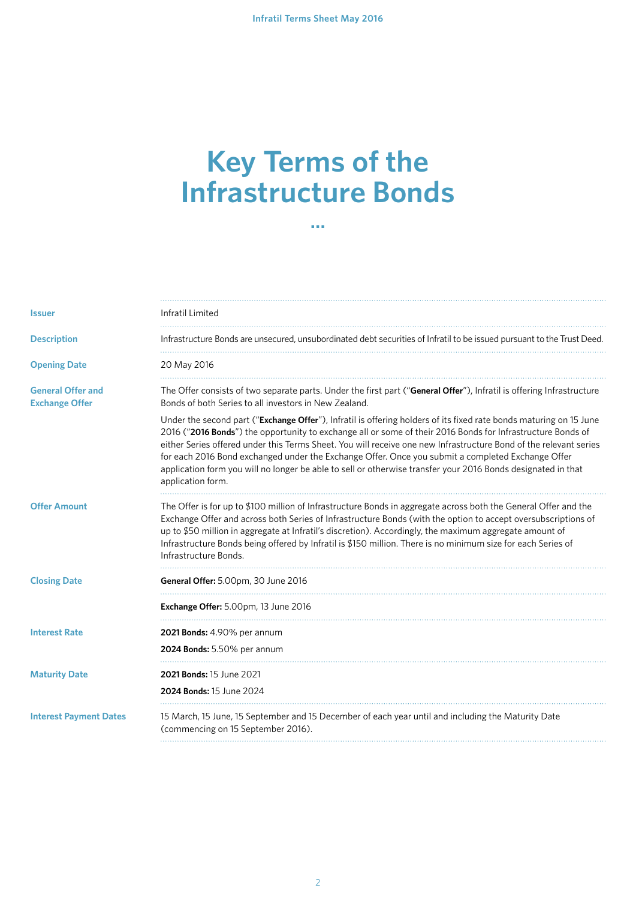# Key Terms of the Infrastructure Bonds

...

| | |
|---|---|
| **Issuer** | Infratil Limited |
| **Description** | Infrastructure Bonds are unsecured, unsubordinated debt securities of Infratil to be issued pursuant to the Trust Deed. |
| **Opening Date** | 20 May 2016 |
| **General Offer and Exchange Offer** | The Offer consists of two separate parts. Under the first part ("**General Offer**"), Infratil is offering Infrastructure Bonds of both Series to all investors in New Zealand.<br><br>Under the second part ("**Exchange Offer**"), Infratil is offering holders of its fixed rate bonds maturing on 15 June 2016 ("**2016 Bonds**") the opportunity to exchange all or some of their 2016 Bonds for Infrastructure Bonds of either Series offered under this Terms Sheet. You will receive one new Infrastructure Bond of the relevant series for each 2016 Bond exchanged under the Exchange Offer. Once you submit a completed Exchange Offer application form you will no longer be able to sell or otherwise transfer your 2016 Bonds designated in that application form. |
| **Offer Amount** | The Offer is for up to $100 million of Infrastructure Bonds in aggregate across both the General Offer and the Exchange Offer and across both Series of Infrastructure Bonds (with the option to accept oversubscriptions of up to $50 million in aggregate at Infratil's discretion). Accordingly, the maximum aggregate amount of Infrastructure Bonds being offered by Infratil is $150 million. There is no minimum size for each Series of Infrastructure Bonds. |
| **Closing Date** | **General Offer:** 5.00pm, 30 June 2016 |
| | **Exchange Offer:** 5.00pm, 13 June 2016 |
| **Interest Rate** | **2021 Bonds:** 4.90% per annum<br>**2024 Bonds:** 5.50% per annum |
| **Maturity Date** | **2021 Bonds:** 15 June 2021<br>**2024 Bonds:** 15 June 2024 |
| **Interest Payment Dates** | 15 March, 15 June, 15 September and 15 December of each year until and including the Maturity Date (commencing on 15 September 2016). |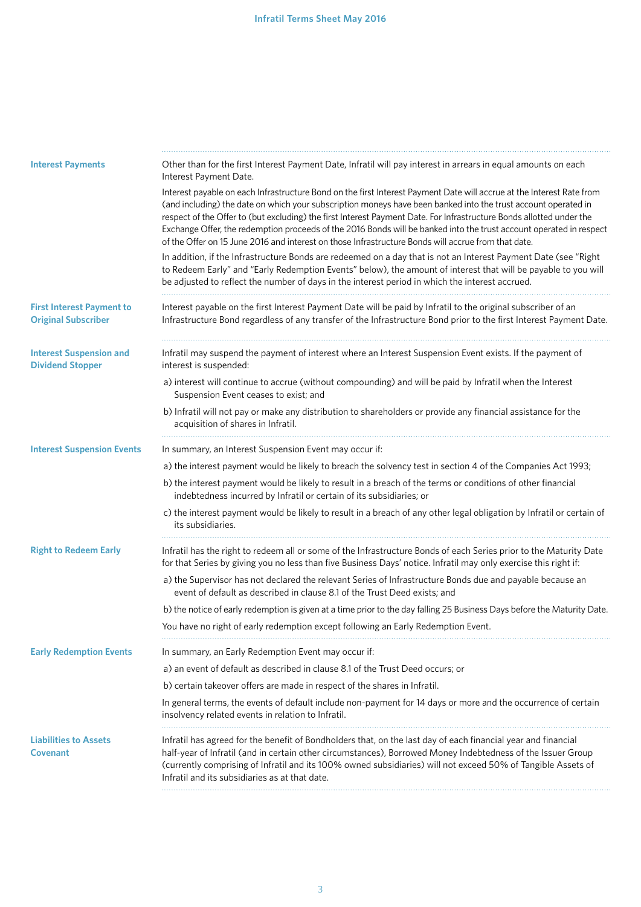| | |
|---|---|
| **Interest Payments** | Other than for the first Interest Payment Date, Infratil will pay interest in arrears in equal amounts on each Interest Payment Date.<br><br>Interest payable on each Infrastructure Bond on the first Interest Payment Date will accrue at the Interest Rate from (and including) the date on which your subscription moneys have been banked into the trust account operated in respect of the Offer to (but excluding) the first Interest Payment Date. For Infrastructure Bonds allotted under the Exchange Offer, the redemption proceeds of the 2016 Bonds will be banked into the trust account operated in respect of the Offer on 15 June 2016 and interest on those Infrastructure Bonds will accrue from that date.<br><br>In addition, if the Infrastructure Bonds are redeemed on a day that is not an Interest Payment Date (see "Right to Redeem Early" and "Early Redemption Events" below), the amount of interest that will be payable to you will be adjusted to reflect the number of days in the interest period in which the interest accrued. |
| **First Interest Payment to Original Subscriber** | Interest payable on the first Interest Payment Date will be paid by Infratil to the original subscriber of an Infrastructure Bond regardless of any transfer of the Infrastructure Bond prior to the first Interest Payment Date. |
| **Interest Suspension and Dividend Stopper** | Infratil may suspend the payment of interest where an Interest Suspension Event exists. If the payment of interest is suspended:<br><br>a) interest will continue to accrue (without compounding) and will be paid by Infratil when the Interest Suspension Event ceases to exist; and<br><br>b) Infratil will not pay or make any distribution to shareholders or provide any financial assistance for the acquisition of shares in Infratil. |
| **Interest Suspension Events** | In summary, an Interest Suspension Event may occur if:<br><br>a) the interest payment would be likely to breach the solvency test in section 4 of the Companies Act 1993;<br><br>b) the interest payment would be likely to result in a breach of the terms or conditions of other financial indebtedness incurred by Infratil or certain of its subsidiaries; or<br><br>c) the interest payment would be likely to result in a breach of any other legal obligation by Infratil or certain of its subsidiaries. |
| **Right to Redeem Early** | Infratil has the right to redeem all or some of the Infrastructure Bonds of each Series prior to the Maturity Date for that Series by giving you no less than five Business Days' notice. Infratil may only exercise this right if:<br><br>a) the Supervisor has not declared the relevant Series of Infrastructure Bonds due and payable because an event of default as described in clause 8.1 of the Trust Deed exists; and<br><br>b) the notice of early redemption is given at a time prior to the day falling 25 Business Days before the Maturity Date.<br><br>You have no right of early redemption except following an Early Redemption Event. |
| **Early Redemption Events** | In summary, an Early Redemption Event may occur if:<br><br>a) an event of default as described in clause 8.1 of the Trust Deed occurs; or<br><br>b) certain takeover offers are made in respect of the shares in Infratil.<br><br>In general terms, the events of default include non-payment for 14 days or more and the occurrence of certain insolvency related events in relation to Infratil. |
| **Liabilities to Assets Covenant** | Infratil has agreed for the benefit of Bondholders that, on the last day of each financial year and financial half-year of Infratil (and in certain other circumstances), Borrowed Money Indebtedness of the Issuer Group (currently comprising of Infratil and its 100% owned subsidiaries) will not exceed 50% of Tangible Assets of Infratil and its subsidiaries as at that date. |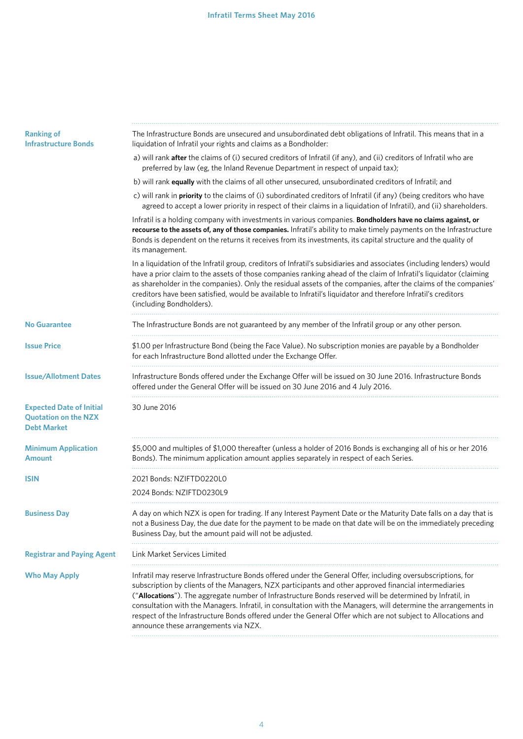| | |
|---|---|
| **Ranking of Infrastructure Bonds** | The Infrastructure Bonds are unsecured and unsubordinated debt obligations of Infratil. This means that in a liquidation of Infratil your rights and claims as a Bondholder:<br>a) will rank **after** the claims of (i) secured creditors of Infratil (if any), and (ii) creditors of Infratil who are preferred by law (eg, the Inland Revenue Department in respect of unpaid tax);<br>b) will rank **equally** with the claims of all other unsecured, unsubordinated creditors of Infratil; and<br>c) will rank in **priority** to the claims of (i) subordinated creditors of Infratil (if any) (being creditors who have agreed to accept a lower priority in respect of their claims in a liquidation of Infratil), and (ii) shareholders.<br>Infratil is a holding company with investments in various companies. **Bondholders have no claims against, or recourse to the assets of, any of those companies.** Infratil's ability to make timely payments on the Infrastructure Bonds is dependent on the returns it receives from its investments, its capital structure and the quality of its management.<br>In a liquidation of the Infratil group, creditors of Infratil's subsidiaries and associates (including lenders) would have a prior claim to the assets of those companies ranking ahead of the claim of Infratil's liquidator (claiming as shareholder in the companies). Only the residual assets of the companies, after the claims of the companies' creditors have been satisfied, would be available to Infratil's liquidator and therefore Infratil's creditors (including Bondholders). |
| **No Guarantee** | The Infrastructure Bonds are not guaranteed by any member of the Infratil group or any other person. |
| **Issue Price** | $1.00 per Infrastructure Bond (being the Face Value). No subscription monies are payable by a Bondholder for each Infrastructure Bond allotted under the Exchange Offer. |
| **Issue/Allotment Dates** | Infrastructure Bonds offered under the Exchange Offer will be issued on 30 June 2016. Infrastructure Bonds offered under the General Offer will be issued on 30 June 2016 and 4 July 2016. |
| **Expected Date of Initial Quotation on the NZX Debt Market** | 30 June 2016 |
| **Minimum Application Amount** | $5,000 and multiples of $1,000 thereafter (unless a holder of 2016 Bonds is exchanging all of his or her 2016 Bonds). The minimum application amount applies separately in respect of each Series. |
| **ISIN** | 2021 Bonds: NZIFTD0220L0<br>2024 Bonds: NZIFTD0230L9 |
| **Business Day** | A day on which NZX is open for trading. If any Interest Payment Date or the Maturity Date falls on a day that is not a Business Day, the due date for the payment to be made on that date will be on the immediately preceding Business Day, but the amount paid will not be adjusted. |
| **Registrar and Paying Agent** | Link Market Services Limited |
| **Who May Apply** | Infratil may reserve Infrastructure Bonds offered under the General Offer, including oversubscriptions, for subscription by clients of the Managers, NZX participants and other approved financial intermediaries ("**Allocations**"). The aggregate number of Infrastructure Bonds reserved will be determined by Infratil, in consultation with the Managers. Infratil, in consultation with the Managers, will determine the arrangements in respect of the Infrastructure Bonds offered under the General Offer which are not subject to Allocations and announce these arrangements via NZX. |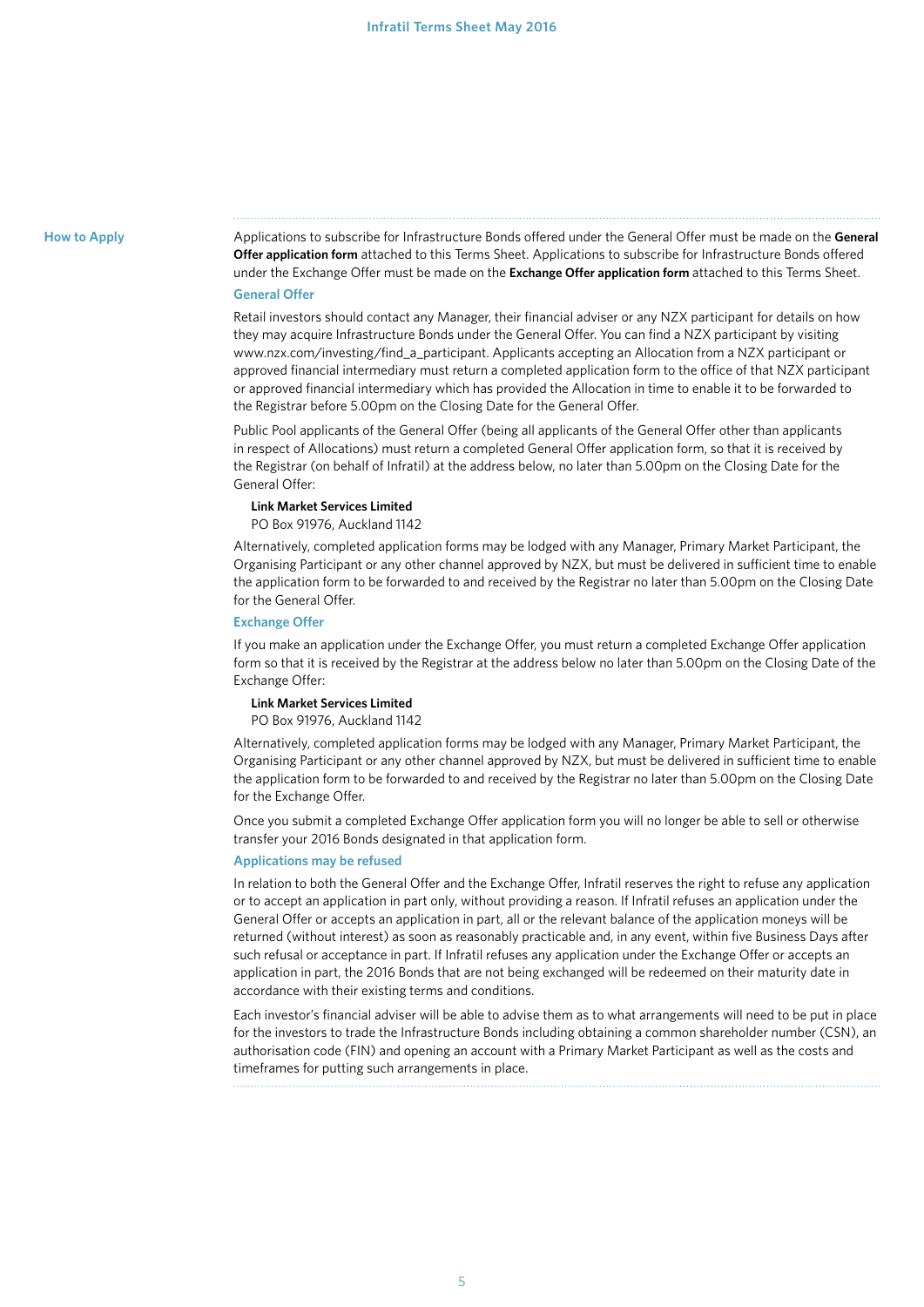## How to Apply

Applications to subscribe for Infrastructure Bonds offered under the General Offer must be made on the **General Offer application form** attached to this Terms Sheet. Applications to subscribe for Infrastructure Bonds offered under the Exchange Offer must be made on the **Exchange Offer application form** attached to this Terms Sheet.

### General Offer

Retail investors should contact any Manager, their financial adviser or any NZX participant for details on how they may acquire Infrastructure Bonds under the General Offer. You can find a NZX participant by visiting www.nzx.com/investing/find_a_participant. Applicants accepting an Allocation from a NZX participant or approved financial intermediary must return a completed application form to the office of that NZX participant or approved financial intermediary which has provided the Allocation in time to enable it to be forwarded to the Registrar before 5.00pm on the Closing Date for the General Offer.

Public Pool applicants of the General Offer (being all applicants of the General Offer other than applicants in respect of Allocations) must return a completed General Offer application form, so that it is received by the Registrar (on behalf of Infratil) at the address below, no later than 5.00pm on the Closing Date for the General Offer:

**Link Market Services Limited**
PO Box 91976, Auckland 1142

Alternatively, completed application forms may be lodged with any Manager, Primary Market Participant, the Organising Participant or any other channel approved by NZX, but must be delivered in sufficient time to enable the application form to be forwarded to and received by the Registrar no later than 5.00pm on the Closing Date for the General Offer.

### Exchange Offer

If you make an application under the Exchange Offer, you must return a completed Exchange Offer application form so that it is received by the Registrar at the address below no later than 5.00pm on the Closing Date of the Exchange Offer:

**Link Market Services Limited**
PO Box 91976, Auckland 1142

Alternatively, completed application forms may be lodged with any Manager, Primary Market Participant, the Organising Participant or any other channel approved by NZX, but must be delivered in sufficient time to enable the application form to be forwarded to and received by the Registrar no later than 5.00pm on the Closing Date for the Exchange Offer.

Once you submit a completed Exchange Offer application form you will no longer be able to sell or otherwise transfer your 2016 Bonds designated in that application form.

### Applications may be refused

In relation to both the General Offer and the Exchange Offer, Infratil reserves the right to refuse any application or to accept an application in part only, without providing a reason. If Infratil refuses an application under the General Offer or accepts an application in part, all or the relevant balance of the application moneys will be returned (without interest) as soon as reasonably practicable and, in any event, within five Business Days after such refusal or acceptance in part. If Infratil refuses any application under the Exchange Offer or accepts an application in part, the 2016 Bonds that are not being exchanged will be redeemed on their maturity date in accordance with their existing terms and conditions.

Each investor's financial adviser will be able to advise them as to what arrangements will need to be put in place for the investors to trade the Infrastructure Bonds including obtaining a common shareholder number (CSN), an authorisation code (FIN) and opening an account with a Primary Market Participant as well as the costs and timeframes for putting such arrangements in place.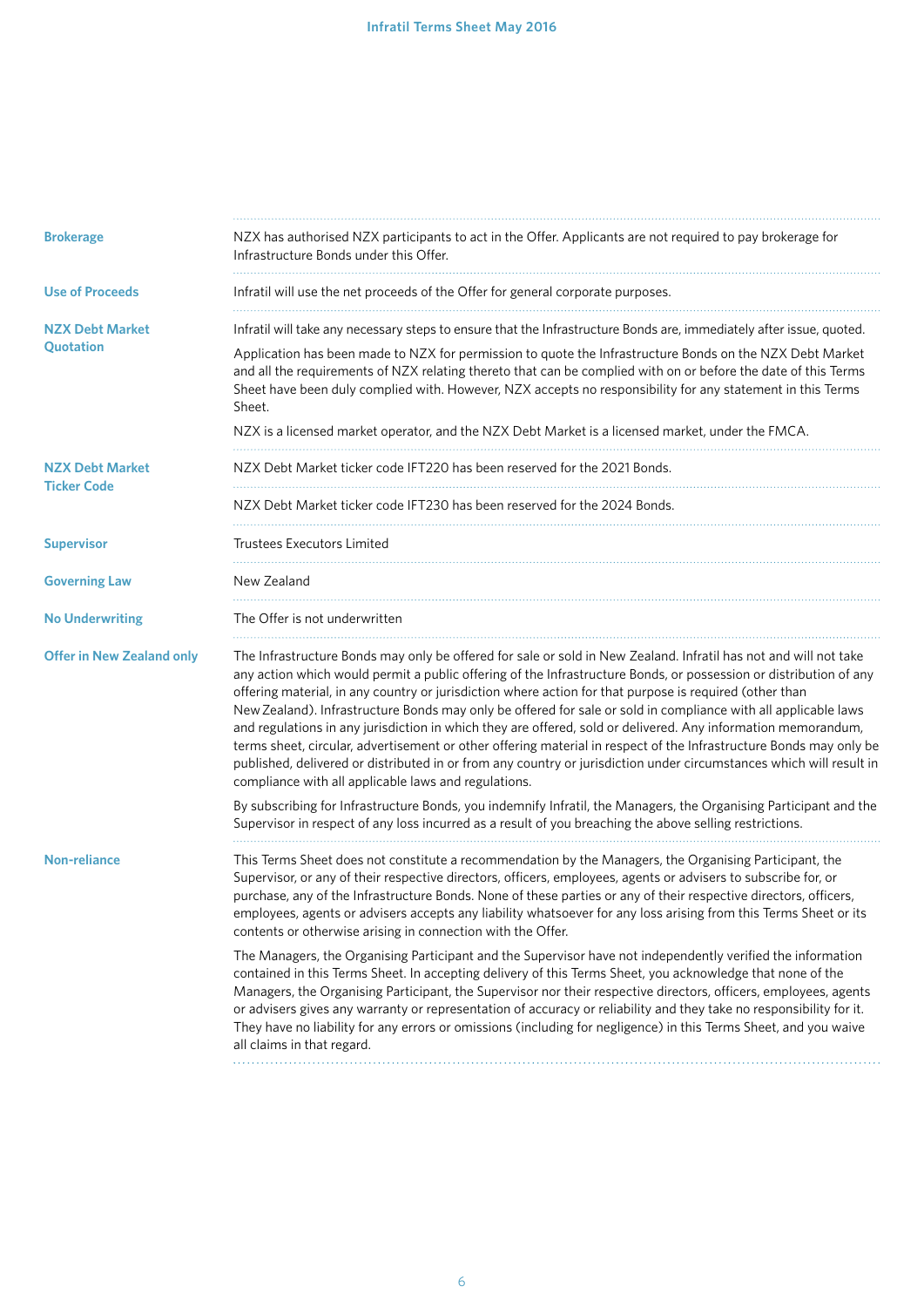| | |
|---|---|
| **Brokerage** | NZX has authorised NZX participants to act in the Offer. Applicants are not required to pay brokerage for Infrastructure Bonds under this Offer. |
| **Use of Proceeds** | Infratil will use the net proceeds of the Offer for general corporate purposes. |
| **NZX Debt Market Quotation** | Infratil will take any necessary steps to ensure that the Infrastructure Bonds are, immediately after issue, quoted.<br><br>Application has been made to NZX for permission to quote the Infrastructure Bonds on the NZX Debt Market and all the requirements of NZX relating thereto that can be complied with on or before the date of this Terms Sheet have been duly complied with. However, NZX accepts no responsibility for any statement in this Terms Sheet.<br><br>NZX is a licensed market operator, and the NZX Debt Market is a licensed market, under the FMCA. |
| **NZX Debt Market Ticker Code** | NZX Debt Market ticker code IFT220 has been reserved for the 2021 Bonds.<br><br>NZX Debt Market ticker code IFT230 has been reserved for the 2024 Bonds. |
| **Supervisor** | Trustees Executors Limited |
| **Governing Law** | New Zealand |
| **No Underwriting** | The Offer is not underwritten |
| **Offer in New Zealand only** | The Infrastructure Bonds may only be offered for sale or sold in New Zealand. Infratil has not and will not take any action which would permit a public offering of the Infrastructure Bonds, or possession or distribution of any offering material, in any country or jurisdiction where action for that purpose is required (other than New Zealand). Infrastructure Bonds may only be offered for sale or sold in compliance with all applicable laws and regulations in any jurisdiction in which they are offered, sold or delivered. Any information memorandum, terms sheet, circular, advertisement or other offering material in respect of the Infrastructure Bonds may only be published, delivered or distributed in or from any country or jurisdiction under circumstances which will result in compliance with all applicable laws and regulations.<br><br>By subscribing for Infrastructure Bonds, you indemnify Infratil, the Managers, the Organising Participant and the Supervisor in respect of any loss incurred as a result of you breaching the above selling restrictions. |
| **Non-reliance** | This Terms Sheet does not constitute a recommendation by the Managers, the Organising Participant, the Supervisor, or any of their respective directors, officers, employees, agents or advisers to subscribe for, or purchase, any of the Infrastructure Bonds. None of these parties or any of their respective directors, officers, employees, agents or advisers accepts any liability whatsoever for any loss arising from this Terms Sheet or its contents or otherwise arising in connection with the Offer.<br><br>The Managers, the Organising Participant and the Supervisor have not independently verified the information contained in this Terms Sheet. In accepting delivery of this Terms Sheet, you acknowledge that none of the Managers, the Organising Participant, the Supervisor nor their respective directors, officers, employees, agents or advisers gives any warranty or representation of accuracy or reliability and they take no responsibility for it. They have no liability for any errors or omissions (including for negligence) in this Terms Sheet, and you waive all claims in that regard. |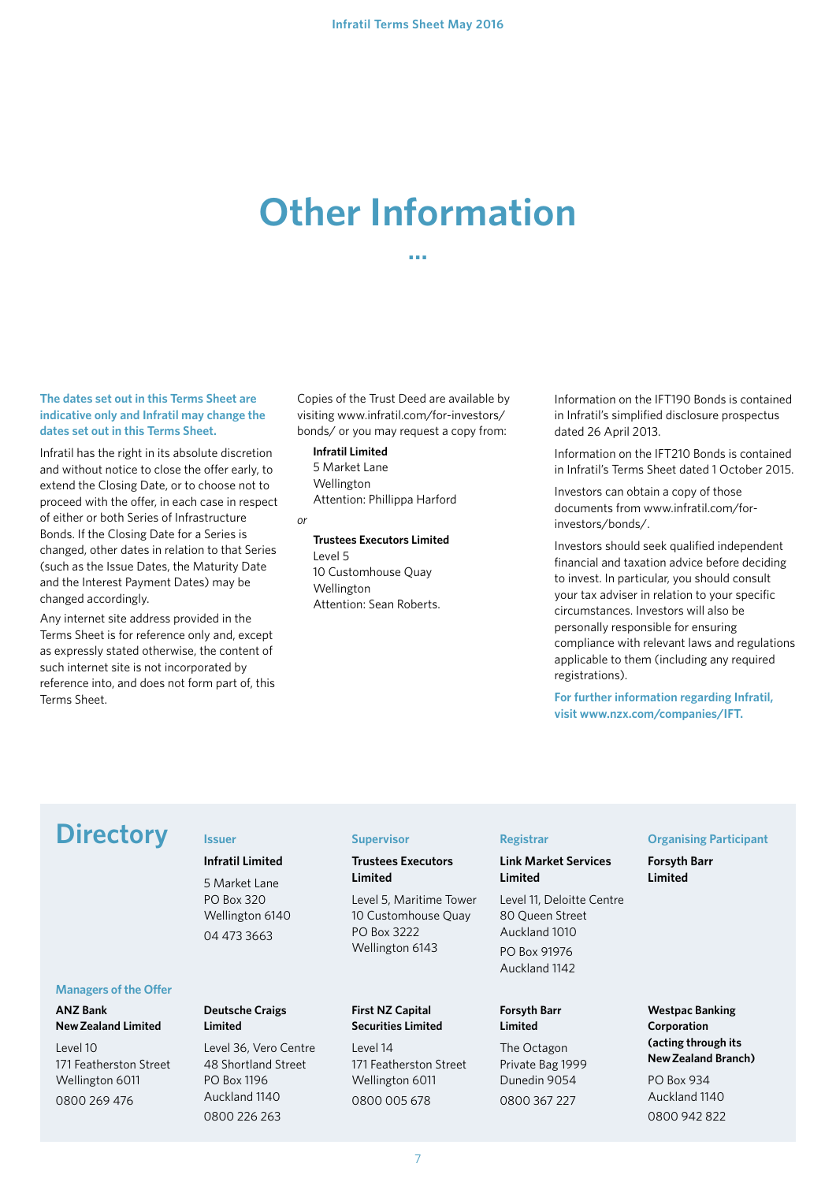# Other Information

**The dates set out in this Terms Sheet are indicative only and Infratil may change the dates set out in this Terms Sheet.**

Infratil has the right in its absolute discretion and without notice to close the offer early, to extend the Closing Date, or to choose not to proceed with the offer, in each case in respect of either or both Series of Infrastructure Bonds. If the Closing Date for a Series is changed, other dates in relation to that Series (such as the Issue Dates, the Maturity Date and the Interest Payment Dates) may be changed accordingly.

Any internet site address provided in the Terms Sheet is for reference only and, except as expressly stated otherwise, the content of such internet site is not incorporated by reference into, and does not form part of, this Terms Sheet.

Copies of the Trust Deed are available by visiting www.infratil.com/for-investors/bonds/ or you may request a copy from:

**Infratil Limited**
5 Market Lane
Wellington
Attention: Phillippa Harford

*or*

**Trustees Executors Limited**
Level 5
10 Customhouse Quay
Wellington
Attention: Sean Roberts.

Information on the IFT190 Bonds is contained in Infratil's simplified disclosure prospectus dated 26 April 2013.

Information on the IFT210 Bonds is contained in Infratil's Terms Sheet dated 1 October 2015.

Investors can obtain a copy of those documents from www.infratil.com/for-investors/bonds/.

Investors should seek qualified independent financial and taxation advice before deciding to invest. In particular, you should consult your tax adviser in relation to your specific circumstances. Investors will also be personally responsible for ensuring compliance with relevant laws and regulations applicable to them (including any required registrations).

**For further information regarding Infratil, visit www.nzx.com/companies/IFT.**

## Directory

### Issuer

**Infratil Limited**
5 Market Lane
PO Box 320
Wellington 6140
04 473 3663

### Supervisor

**Trustees Executors Limited**
Level 5, Maritime Tower
10 Customhouse Quay
PO Box 3222
Wellington 6143

### Registrar

**Link Market Services Limited**
Level 11, Deloitte Centre
80 Queen Street
Auckland 1010
PO Box 91976
Auckland 1142

### Organising Participant

**Forsyth Barr Limited**

### Managers of the Offer

**ANZ Bank New Zealand Limited**
Level 10
171 Featherston Street
Wellington 6011
0800 269 476

**Deutsche Craigs Limited**
Level 36, Vero Centre
48 Shortland Street
PO Box 1196
Auckland 1140
0800 226 263

**First NZ Capital Securities Limited**
Level 14
171 Featherston Street
Wellington 6011
0800 005 678

**Forsyth Barr Limited**
The Octagon
Private Bag 1999
Dunedin 9054
0800 367 227

**Westpac Banking Corporation (acting through its New Zealand Branch)**
PO Box 934
Auckland 1140
0800 942 822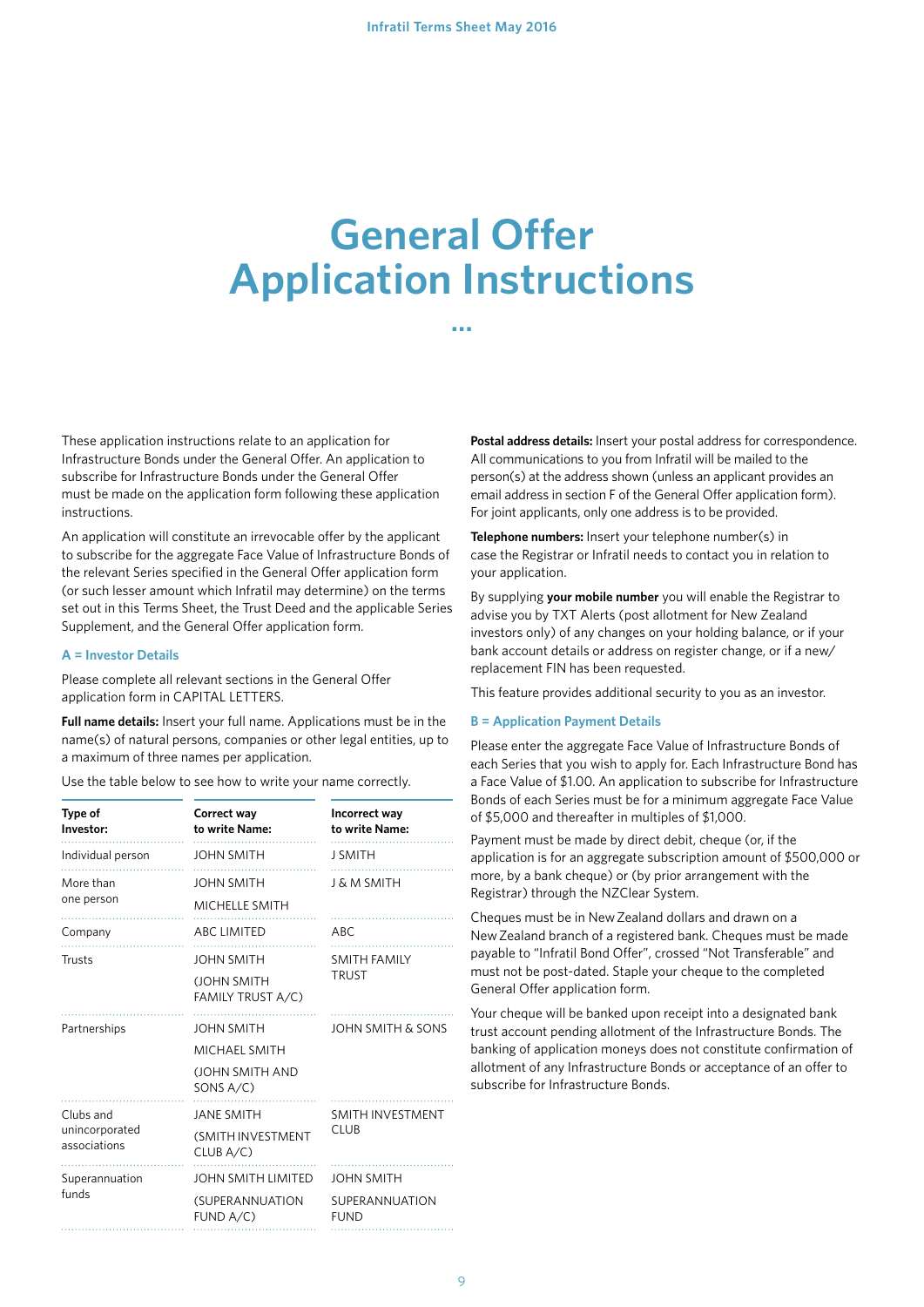# General Offer Application Instructions

These application instructions relate to an application for Infrastructure Bonds under the General Offer. An application to subscribe for Infrastructure Bonds under the General Offer must be made on the application form following these application instructions.

An application will constitute an irrevocable offer by the applicant to subscribe for the aggregate Face Value of Infrastructure Bonds of the relevant Series specified in the General Offer application form (or such lesser amount which Infratil may determine) on the terms set out in this Terms Sheet, the Trust Deed and the applicable Series Supplement, and the General Offer application form.

### A = Investor Details

Please complete all relevant sections in the General Offer application form in CAPITAL LETTERS.

**Full name details:** Insert your full name. Applications must be in the name(s) of natural persons, companies or other legal entities, up to a maximum of three names per application.

Use the table below to see how to write your name correctly.

| Type of Investor: | Correct way to write Name: | Incorrect way to write Name: |
|---|---|---|
| Individual person | JOHN SMITH | J SMITH |
| More than one person | JOHN SMITH<br>MICHELLE SMITH | J & M SMITH |
| Company | ABC LIMITED | ABC |
| Trusts | JOHN SMITH<br>(JOHN SMITH FAMILY TRUST A/C) | SMITH FAMILY TRUST |
| Partnerships | JOHN SMITH<br>MICHAEL SMITH<br>(JOHN SMITH AND SONS A/C) | JOHN SMITH & SONS |
| Clubs and unincorporated associations | JANE SMITH<br>(SMITH INVESTMENT CLUB A/C) | SMITH INVESTMENT CLUB |
| Superannuation funds | JOHN SMITH LIMITED<br>(SUPERANNUATION FUND A/C) | JOHN SMITH SUPERANNUATION FUND |

**Postal address details:** Insert your postal address for correspondence. All communications to you from Infratil will be mailed to the person(s) at the address shown (unless an applicant provides an email address in section F of the General Offer application form). For joint applicants, only one address is to be provided.

**Telephone numbers:** Insert your telephone number(s) in case the Registrar or Infratil needs to contact you in relation to your application.

By supplying **your mobile number** you will enable the Registrar to advise you by TXT Alerts (post allotment for New Zealand investors only) of any changes on your holding balance, or if your bank account details or address on register change, or if a new/replacement FIN has been requested.

This feature provides additional security to you as an investor.

### B = Application Payment Details

Please enter the aggregate Face Value of Infrastructure Bonds of each Series that you wish to apply for. Each Infrastructure Bond has a Face Value of $1.00. An application to subscribe for Infrastructure Bonds of each Series must be for a minimum aggregate Face Value of $5,000 and thereafter in multiples of $1,000.

Payment must be made by direct debit, cheque (or, if the application is for an aggregate subscription amount of $500,000 or more, by a bank cheque) or (by prior arrangement with the Registrar) through the NZClear System.

Cheques must be in New Zealand dollars and drawn on a New Zealand branch of a registered bank. Cheques must be made payable to "Infratil Bond Offer", crossed "Not Transferable" and must not be post-dated. Staple your cheque to the completed General Offer application form.

Your cheque will be banked upon receipt into a designated bank trust account pending allotment of the Infrastructure Bonds. The banking of application moneys does not constitute confirmation of allotment of any Infrastructure Bonds or acceptance of an offer to subscribe for Infrastructure Bonds.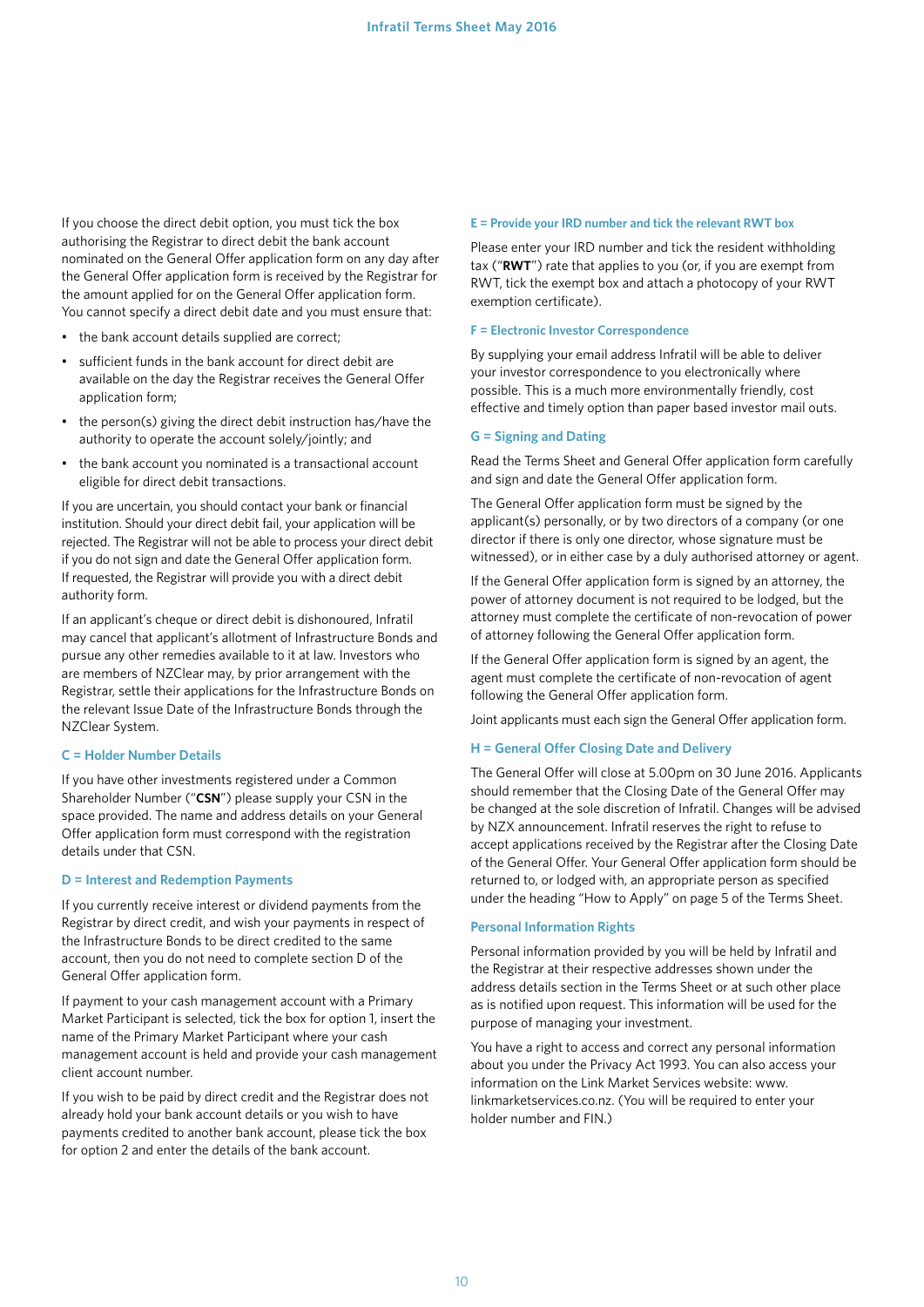If you choose the direct debit option, you must tick the box authorising the Registrar to direct debit the bank account nominated on the General Offer application form on any day after the General Offer application form is received by the Registrar for the amount applied for on the General Offer application form. You cannot specify a direct debit date and you must ensure that:

- the bank account details supplied are correct;
- sufficient funds in the bank account for direct debit are available on the day the Registrar receives the General Offer application form;
- the person(s) giving the direct debit instruction has/have the authority to operate the account solely/jointly; and
- the bank account you nominated is a transactional account eligible for direct debit transactions.

If you are uncertain, you should contact your bank or financial institution. Should your direct debit fail, your application will be rejected. The Registrar will not be able to process your direct debit if you do not sign and date the General Offer application form. If requested, the Registrar will provide you with a direct debit authority form.

If an applicant's cheque or direct debit is dishonoured, Infratil may cancel that applicant's allotment of Infrastructure Bonds and pursue any other remedies available to it at law. Investors who are members of NZClear may, by prior arrangement with the Registrar, settle their applications for the Infrastructure Bonds on the relevant Issue Date of the Infrastructure Bonds through the NZClear System.

### C = Holder Number Details

If you have other investments registered under a Common Shareholder Number ("**CSN**") please supply your CSN in the space provided. The name and address details on your General Offer application form must correspond with the registration details under that CSN.

### D = Interest and Redemption Payments

If you currently receive interest or dividend payments from the Registrar by direct credit, and wish your payments in respect of the Infrastructure Bonds to be direct credited to the same account, then you do not need to complete section D of the General Offer application form.

If payment to your cash management account with a Primary Market Participant is selected, tick the box for option 1, insert the name of the Primary Market Participant where your cash management account is held and provide your cash management client account number.

If you wish to be paid by direct credit and the Registrar does not already hold your bank account details or you wish to have payments credited to another bank account, please tick the box for option 2 and enter the details of the bank account.

### E = Provide your IRD number and tick the relevant RWT box

Please enter your IRD number and tick the resident withholding tax ("**RWT**") rate that applies to you (or, if you are exempt from RWT, tick the exempt box and attach a photocopy of your RWT exemption certificate).

### F = Electronic Investor Correspondence

By supplying your email address Infratil will be able to deliver your investor correspondence to you electronically where possible. This is a much more environmentally friendly, cost effective and timely option than paper based investor mail outs.

### G = Signing and Dating

Read the Terms Sheet and General Offer application form carefully and sign and date the General Offer application form.

The General Offer application form must be signed by the applicant(s) personally, or by two directors of a company (or one director if there is only one director, whose signature must be witnessed), or in either case by a duly authorised attorney or agent.

If the General Offer application form is signed by an attorney, the power of attorney document is not required to be lodged, but the attorney must complete the certificate of non-revocation of power of attorney following the General Offer application form.

If the General Offer application form is signed by an agent, the agent must complete the certificate of non-revocation of agent following the General Offer application form.

Joint applicants must each sign the General Offer application form.

### H = General Offer Closing Date and Delivery

The General Offer will close at 5.00pm on 30 June 2016. Applicants should remember that the Closing Date of the General Offer may be changed at the sole discretion of Infratil. Changes will be advised by NZX announcement. Infratil reserves the right to refuse to accept applications received by the Registrar after the Closing Date of the General Offer. Your General Offer application form should be returned to, or lodged with, an appropriate person as specified under the heading "How to Apply" on page 5 of the Terms Sheet.

### Personal Information Rights

Personal information provided by you will be held by Infratil and the Registrar at their respective addresses shown under the address details section in the Terms Sheet or at such other place as is notified upon request. This information will be used for the purpose of managing your investment.

You have a right to access and correct any personal information about you under the Privacy Act 1993. You can also access your information on the Link Market Services website: www.linkmarketservices.co.nz. (You will be required to enter your holder number and FIN.)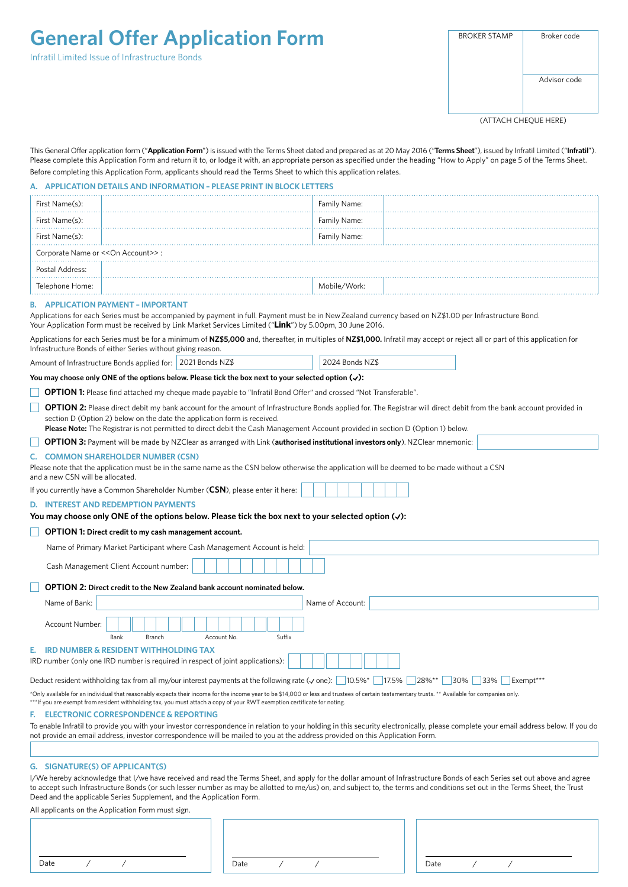# General Offer Application Form

Infratil Limited Issue of Infrastructure Bonds

| BROKER STAMP | Broker code |
| --- | --- |
| | Advisor code |

(ATTACH CHEQUE HERE)

This General Offer application form ("**Application Form**") is issued with the Terms Sheet dated and prepared as at 20 May 2016 ("**Terms Sheet**"), issued by Infratil Limited ("**Infratil**"). Please complete this Application Form and return it to, or lodge it with, an appropriate person as specified under the heading "How to Apply" on page 5 of the Terms Sheet.

Before completing this Application Form, applicants should read the Terms Sheet to which this application relates.

## A. APPLICATION DETAILS AND INFORMATION – PLEASE PRINT IN BLOCK LETTERS

| First Name(s): | | Family Name: | |
| --- | --- | --- | --- |
| First Name(s): | | Family Name: | |
| First Name(s): | | Family Name: | |
| Corporate Name or <<On Account>> : | | | |
| Postal Address: | | | |
| Telephone Home: | | Mobile/Work: | |

## B. APPLICATION PAYMENT – IMPORTANT

Applications for each Series must be accompanied by payment in full. Payment must be in New Zealand currency based on NZ$1.00 per Infrastructure Bond. Your Application Form must be received by Link Market Services Limited ("**Link**") by 5.00pm, 30 June 2016.

Applications for each Series must be for a minimum of **NZ$5,000** and, thereafter, in multiples of **NZ$1,000.** Infratil may accept or reject all or part of this application for Infrastructure Bonds of either Series without giving reason.

Amount of Infrastructure Bonds applied for: 2021 Bonds NZ$ ______ 2024 Bonds NZ$ ______

**You may choose only ONE of the options below. Please tick the box next to your selected option (✓):**

☐ **OPTION 1:** Please find attached my cheque made payable to "Infratil Bond Offer" and crossed "Not Transferable".

☐ **OPTION 2:** Please direct debit my bank account for the amount of Infrastructure Bonds applied for. The Registrar will direct debit from the bank account provided in section D (Option 2) below on the date the application form is received.
**Please Note:** The Registrar is not permitted to direct debit the Cash Management Account provided in section D (Option 1) below.

☐ **OPTION 3:** Payment will be made by NZClear as arranged with Link (**authorised institutional investors only**). NZClear mnemonic: ______

## C. COMMON SHAREHOLDER NUMBER (CSN)

Please note that the application must be in the same name as the CSN below otherwise the application will be deemed to be made without a CSN and a new CSN will be allocated.

If you currently have a Common Shareholder Number (**CSN**), please enter it here: ______

## D. INTEREST AND REDEMPTION PAYMENTS

**You may choose only ONE of the options below. Please tick the box next to your selected option (✓):**

☐ **OPTION 1: Direct credit to my cash management account.**

Name of Primary Market Participant where Cash Management Account is held: ______

Cash Management Client Account number: ______

☐ **OPTION 2: Direct credit to the New Zealand bank account nominated below.**

Name of Bank: ______ Name of Account: ______

Account Number: ______ (Bank / Branch / Account No. / Suffix)

## E. IRD NUMBER & RESIDENT WITHHOLDING TAX

IRD number (only one IRD number is required in respect of joint applications): ______

Deduct resident withholding tax from all my/our interest payments at the following rate (✓ one): ☐ 10.5%* ☐ 17.5% ☐ 28%** ☐ 30% ☐ 33% ☐ Exempt***

*Only available for an individual that reasonably expects their income for the income year to be $14,000 or less and trustees of certain testamentary trusts. ** Available for companies only.
***If you are exempt from resident withholding tax, you must attach a copy of your RWT exemption certificate for noting.

## F. ELECTRONIC CORRESPONDENCE & REPORTING

To enable Infratil to provide you with your investor correspondence in relation to your holding in this security electronically, please complete your email address below. If you do not provide an email address, investor correspondence will be mailed to you at the address provided on this Application Form.

______

## G. SIGNATURE(S) OF APPLICANT(S)

I/We hereby acknowledge that I/we have received and read the Terms Sheet, and apply for the dollar amount of Infrastructure Bonds of each Series set out above and agree to accept such Infrastructure Bonds (or such lesser number as may be allotted to me/us) on, and subject to, the terms and conditions set out in the Terms Sheet, the Trust Deed and the applicable Series Supplement, and the Application Form.

All applicants on the Application Form must sign.

| | | |
| --- | --- | --- |
| Date / / | Date / / | Date / / |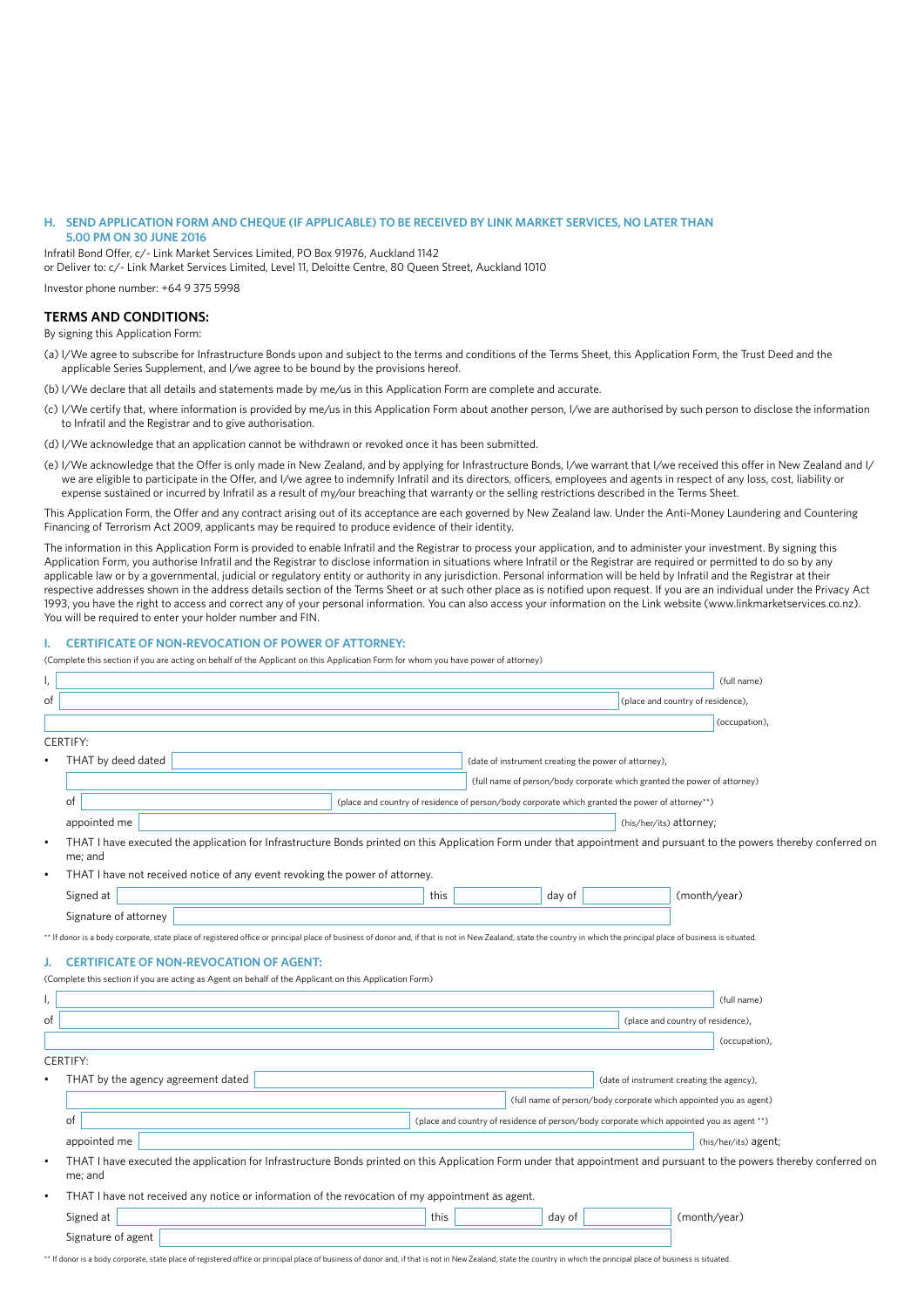### H. SEND APPLICATION FORM AND CHEQUE (IF APPLICABLE) TO BE RECEIVED BY LINK MARKET SERVICES, NO LATER THAN 5.00 PM ON 30 JUNE 2016

Infratil Bond Offer, c/- Link Market Services Limited, PO Box 91976, Auckland 1142
or Deliver to: c/- Link Market Services Limited, Level 11, Deloitte Centre, 80 Queen Street, Auckland 1010

Investor phone number: +64 9 375 5998

## TERMS AND CONDITIONS:

By signing this Application Form:

(a) I/We agree to subscribe for Infrastructure Bonds upon and subject to the terms and conditions of the Terms Sheet, this Application Form, the Trust Deed and the applicable Series Supplement, and I/we agree to be bound by the provisions hereof.

(b) I/We declare that all details and statements made by me/us in this Application Form are complete and accurate.

(c) I/We certify that, where information is provided by me/us in this Application Form about another person, I/we are authorised by such person to disclose the information to Infratil and the Registrar and to give authorisation.

(d) I/We acknowledge that an application cannot be withdrawn or revoked once it has been submitted.

(e) I/We acknowledge that the Offer is only made in New Zealand, and by applying for Infrastructure Bonds, I/we warrant that I/we received this offer in New Zealand and I/we are eligible to participate in the Offer, and I/we agree to indemnify Infratil and its directors, officers, employees and agents in respect of any loss, cost, liability or expense sustained or incurred by Infratil as a result of my/our breaching that warranty or the selling restrictions described in the Terms Sheet.

This Application Form, the Offer and any contract arising out of its acceptance are each governed by New Zealand law. Under the Anti-Money Laundering and Countering Financing of Terrorism Act 2009, applicants may be required to produce evidence of their identity.

The information in this Application Form is provided to enable Infratil and the Registrar to process your application, and to administer your investment. By signing this Application Form, you authorise Infratil and the Registrar to disclose information in situations where Infratil or the Registrar are required or permitted to do so by any applicable law or by a governmental, judicial or regulatory entity or authority in any jurisdiction. Personal information will be held by Infratil and the Registrar at their respective addresses shown in the address details section of the Terms Sheet or at such other place as is notified upon request. If you are an individual under the Privacy Act 1993, you have the right to access and correct any of your personal information. You can also access your information on the Link website (www.linkmarketservices.co.nz). You will be required to enter your holder number and FIN.

### I. CERTIFICATE OF NON-REVOCATION OF POWER OF ATTORNEY:

(Complete this section if you are acting on behalf of the Applicant on this Application Form for whom you have power of attorney)

I, ______________________ (full name)

of ______________________ (place and country of residence),

______________________ (occupation),

CERTIFY:

- THAT by deed dated ______________________ (date of instrument creating the power of attorney),

  ______________________ (full name of person/body corporate which granted the power of attorney)

  of ______________________ (place and country of residence of person/body corporate which granted the power of attorney\*\*)

  appointed me ______________________ (his/her/its) attorney;
- THAT I have executed the application for Infrastructure Bonds printed on this Application Form under that appointment and pursuant to the powers thereby conferred on me; and
- THAT I have not received notice of any event revoking the power of attorney.

  Signed at ______________ this ______ day of ______ (month/year)

  Signature of attorney ______________________

\*\* If donor is a body corporate, state place of registered office or principal place of business of donor and, if that is not in New Zealand, state the country in which the principal place of business is situated.

### J. CERTIFICATE OF NON-REVOCATION OF AGENT:

(Complete this section if you are acting as Agent on behalf of the Applicant on this Application Form)

I, ______________________ (full name)

of ______________________ (place and country of residence),

______________________ (occupation),

CERTIFY:

- THAT by the agency agreement dated ______________________ (date of instrument creating the agency),

  ______________________ (full name of person/body corporate which appointed you as agent)

  of ______________________ (place and country of residence of person/body corporate which appointed you as agent \*\*)

  appointed me ______________________ (his/her/its) agent;
- THAT I have executed the application for Infrastructure Bonds printed on this Application Form under that appointment and pursuant to the powers thereby conferred on me; and
- THAT I have not received any notice or information of the revocation of my appointment as agent.

  Signed at ______________ this ______ day of ______ (month/year)

  Signature of agent ______________________

\*\* If donor is a body corporate, state place of registered office or principal place of business of donor and, if that is not in New Zealand, state the country in which the principal place of business is situated.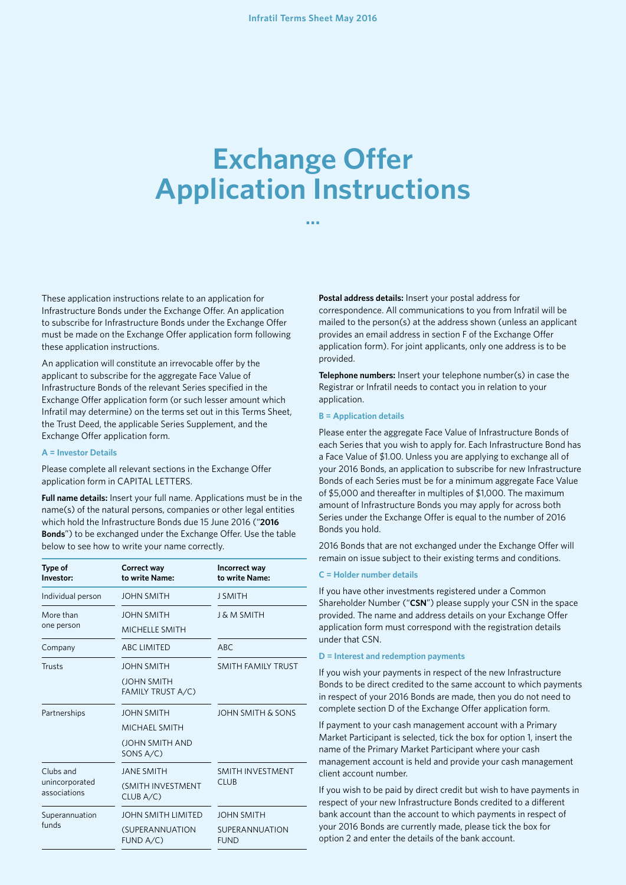# Exchange Offer Application Instructions

These application instructions relate to an application for Infrastructure Bonds under the Exchange Offer. An application to subscribe for Infrastructure Bonds under the Exchange Offer must be made on the Exchange Offer application form following these application instructions.

An application will constitute an irrevocable offer by the applicant to subscribe for the aggregate Face Value of Infrastructure Bonds of the relevant Series specified in the Exchange Offer application form (or such lesser amount which Infratil may determine) on the terms set out in this Terms Sheet, the Trust Deed, the applicable Series Supplement, and the Exchange Offer application form.

### A = Investor Details

Please complete all relevant sections in the Exchange Offer application form in CAPITAL LETTERS.

**Full name details:** Insert your full name. Applications must be in the name(s) of the natural persons, companies or other legal entities which hold the Infrastructure Bonds due 15 June 2016 ("**2016 Bonds**") to be exchanged under the Exchange Offer. Use the table below to see how to write your name correctly.

| Type of Investor: | Correct way to write Name: | Incorrect way to write Name: |
|---|---|---|
| Individual person | JOHN SMITH | J SMITH |
| More than one person | JOHN SMITH<br>MICHELLE SMITH | J & M SMITH |
| Company | ABC LIMITED | ABC |
| Trusts | JOHN SMITH<br>(JOHN SMITH FAMILY TRUST A/C) | SMITH FAMILY TRUST |
| Partnerships | JOHN SMITH<br>MICHAEL SMITH<br>(JOHN SMITH AND SONS A/C) | JOHN SMITH & SONS |
| Clubs and unincorporated associations | JANE SMITH<br>(SMITH INVESTMENT CLUB A/C) | SMITH INVESTMENT CLUB |
| Superannuation funds | JOHN SMITH LIMITED<br>(SUPERANNUATION FUND A/C) | JOHN SMITH SUPERANNUATION FUND |

**Postal address details:** Insert your postal address for correspondence. All communications to you from Infratil will be mailed to the person(s) at the address shown (unless an applicant provides an email address in section F of the Exchange Offer application form). For joint applicants, only one address is to be provided.

**Telephone numbers:** Insert your telephone number(s) in case the Registrar or Infratil needs to contact you in relation to your application.

### B = Application details

Please enter the aggregate Face Value of Infrastructure Bonds of each Series that you wish to apply for. Each Infrastructure Bond has a Face Value of $1.00. Unless you are applying to exchange all of your 2016 Bonds, an application to subscribe for new Infrastructure Bonds of each Series must be for a minimum aggregate Face Value of $5,000 and thereafter in multiples of $1,000. The maximum amount of Infrastructure Bonds you may apply for across both Series under the Exchange Offer is equal to the number of 2016 Bonds you hold.

2016 Bonds that are not exchanged under the Exchange Offer will remain on issue subject to their existing terms and conditions.

### C = Holder number details

If you have other investments registered under a Common Shareholder Number ("**CSN**") please supply your CSN in the space provided. The name and address details on your Exchange Offer application form must correspond with the registration details under that CSN.

### D = Interest and redemption payments

If you wish your payments in respect of the new Infrastructure Bonds to be direct credited to the same account to which payments in respect of your 2016 Bonds are made, then you do not need to complete section D of the Exchange Offer application form.

If payment to your cash management account with a Primary Market Participant is selected, tick the box for option 1, insert the name of the Primary Market Participant where your cash management account is held and provide your cash management client account number.

If you wish to be paid by direct credit but wish to have payments in respect of your new Infrastructure Bonds credited to a different bank account than the account to which payments in respect of your 2016 Bonds are currently made, please tick the box for option 2 and enter the details of the bank account.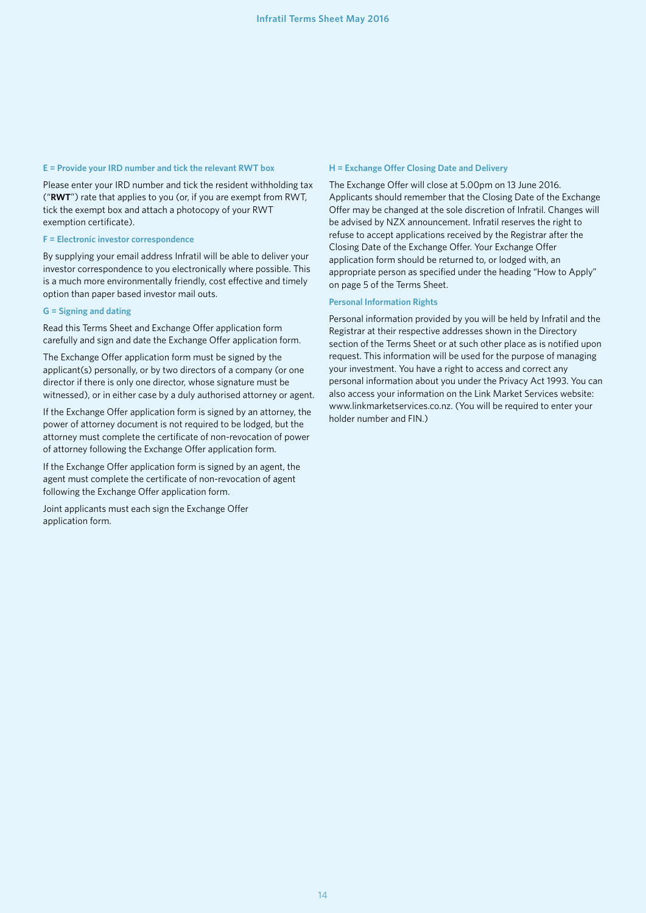#### E = Provide your IRD number and tick the relevant RWT box

Please enter your IRD number and tick the resident withholding tax ("**RWT**") rate that applies to you (or, if you are exempt from RWT, tick the exempt box and attach a photocopy of your RWT exemption certificate).

#### F = Electronic investor correspondence

By supplying your email address Infratil will be able to deliver your investor correspondence to you electronically where possible. This is a much more environmentally friendly, cost effective and timely option than paper based investor mail outs.

#### G = Signing and dating

Read this Terms Sheet and Exchange Offer application form carefully and sign and date the Exchange Offer application form.

The Exchange Offer application form must be signed by the applicant(s) personally, or by two directors of a company (or one director if there is only one director, whose signature must be witnessed), or in either case by a duly authorised attorney or agent.

If the Exchange Offer application form is signed by an attorney, the power of attorney document is not required to be lodged, but the attorney must complete the certificate of non-revocation of power of attorney following the Exchange Offer application form.

If the Exchange Offer application form is signed by an agent, the agent must complete the certificate of non-revocation of agent following the Exchange Offer application form.

Joint applicants must each sign the Exchange Offer application form.

#### H = Exchange Offer Closing Date and Delivery

The Exchange Offer will close at 5.00pm on 13 June 2016. Applicants should remember that the Closing Date of the Exchange Offer may be changed at the sole discretion of Infratil. Changes will be advised by NZX announcement. Infratil reserves the right to refuse to accept applications received by the Registrar after the Closing Date of the Exchange Offer. Your Exchange Offer application form should be returned to, or lodged with, an appropriate person as specified under the heading "How to Apply" on page 5 of the Terms Sheet.

#### Personal Information Rights

Personal information provided by you will be held by Infratil and the Registrar at their respective addresses shown in the Directory section of the Terms Sheet or at such other place as is notified upon request. This information will be used for the purpose of managing your investment. You have a right to access and correct any personal information about you under the Privacy Act 1993. You can also access your information on the Link Market Services website: www.linkmarketservices.co.nz. (You will be required to enter your holder number and FIN.)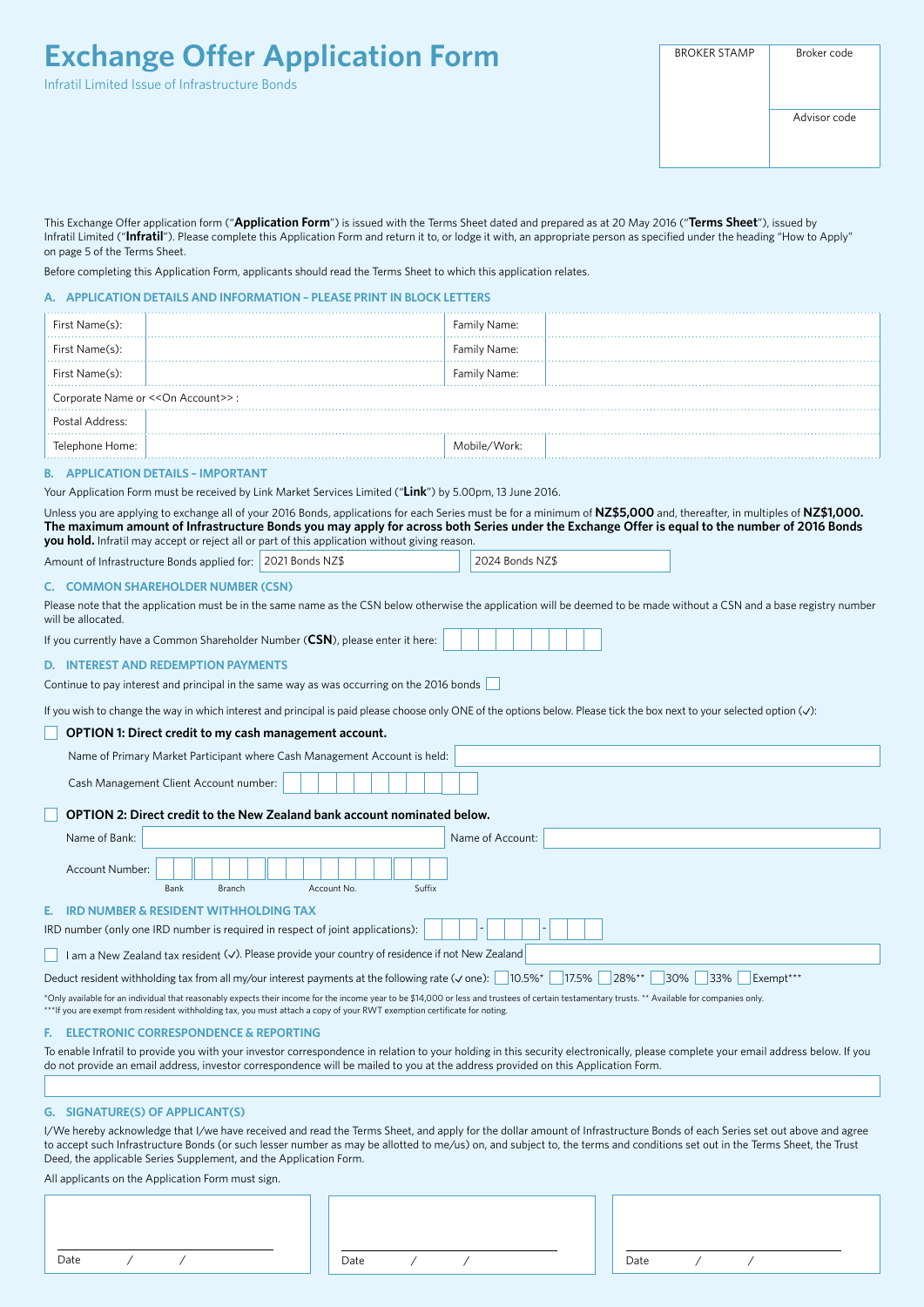# Exchange Offer Application Form

Infratil Limited Issue of Infrastructure Bonds

| BROKER STAMP | Broker code |
|---|---|
| | Advisor code |

This Exchange Offer application form ("**Application Form**") is issued with the Terms Sheet dated and prepared as at 20 May 2016 ("**Terms Sheet**"), issued by Infratil Limited ("**Infratil**"). Please complete this Application Form and return it to, or lodge it with, an appropriate person as specified under the heading "How to Apply" on page 5 of the Terms Sheet.

Before completing this Application Form, applicants should read the Terms Sheet to which this application relates.

## A. APPLICATION DETAILS AND INFORMATION – PLEASE PRINT IN BLOCK LETTERS

| First Name(s): | | Family Name: | |
|---|---|---|---|
| First Name(s): | | Family Name: | |
| First Name(s): | | Family Name: | |
| Corporate Name or <<On Account>> : | | | |
| Postal Address: | | | |
| Telephone Home: | | Mobile/Work: | |

## B. APPLICATION DETAILS – IMPORTANT

Your Application Form must be received by Link Market Services Limited ("**Link**") by 5.00pm, 13 June 2016.

Unless you are applying to exchange all of your 2016 Bonds, applications for each Series must be for a minimum of **NZ$5,000** and, thereafter, in multiples of **NZ$1,000. The maximum amount of Infrastructure Bonds you may apply for across both Series under the Exchange Offer is equal to the number of 2016 Bonds you hold.** Infratil may accept or reject all or part of this application without giving reason.

Amount of Infrastructure Bonds applied for: 2021 Bonds NZ$ ______ 2024 Bonds NZ$ ______

## C. COMMON SHAREHOLDER NUMBER (CSN)

Please note that the application must be in the same name as the CSN below otherwise the application will be deemed to be made without a CSN and a base registry number will be allocated.

If you currently have a Common Shareholder Number (**CSN**), please enter it here: ☐☐☐☐☐☐☐☐☐

## D. INTEREST AND REDEMPTION PAYMENTS

Continue to pay interest and principal in the same way as was occurring on the 2016 bonds ☐

If you wish to change the way in which interest and principal is paid please choose only ONE of the options below. Please tick the box next to your selected option (✓):

☐ **OPTION 1: Direct credit to my cash management account.**

Name of Primary Market Participant where Cash Management Account is held: ______

Cash Management Client Account number: ☐☐☐☐☐☐☐☐☐☐☐

☐ **OPTION 2: Direct credit to the New Zealand bank account nominated below.**

Name of Bank: ______ Name of Account: ______

Account Number: ☐☐ ☐☐☐☐ ☐☐☐☐☐☐☐ ☐☐☐
(Bank / Branch / Account No. / Suffix)

## E. IRD NUMBER & RESIDENT WITHHOLDING TAX

IRD number (only one IRD number is required in respect of joint applications): ☐☐☐ - ☐☐☐ - ☐☐☐

☐ I am a New Zealand tax resident (✓). Please provide your country of residence if not New Zealand ______

Deduct resident withholding tax from all my/our interest payments at the following rate (✓ one): ☐ 10.5%* ☐ 17.5% ☐ 28%** ☐ 30% ☐ 33% ☐ Exempt***

*Only available for an individual that reasonably expects their income for the income year to be $14,000 or less and trustees of certain testamentary trusts. ** Available for companies only.
***If you are exempt from resident withholding tax, you must attach a copy of your RWT exemption certificate for noting.

## F. ELECTRONIC CORRESPONDENCE & REPORTING

To enable Infratil to provide you with your investor correspondence in relation to your holding in this security electronically, please complete your email address below. If you do not provide an email address, investor correspondence will be mailed to you at the address provided on this Application Form.

______

## G. SIGNATURE(S) OF APPLICANT(S)

I/We hereby acknowledge that I/we have received and read the Terms Sheet, and apply for the dollar amount of Infrastructure Bonds of each Series set out above and agree to accept such Infrastructure Bonds (or such lesser number as may be allotted to me/us) on, and subject to, the terms and conditions set out in the Terms Sheet, the Trust Deed, the applicable Series Supplement, and the Application Form.

All applicants on the Application Form must sign.

| | | |
|---|---|---|
| Date / / | Date / / | Date / / |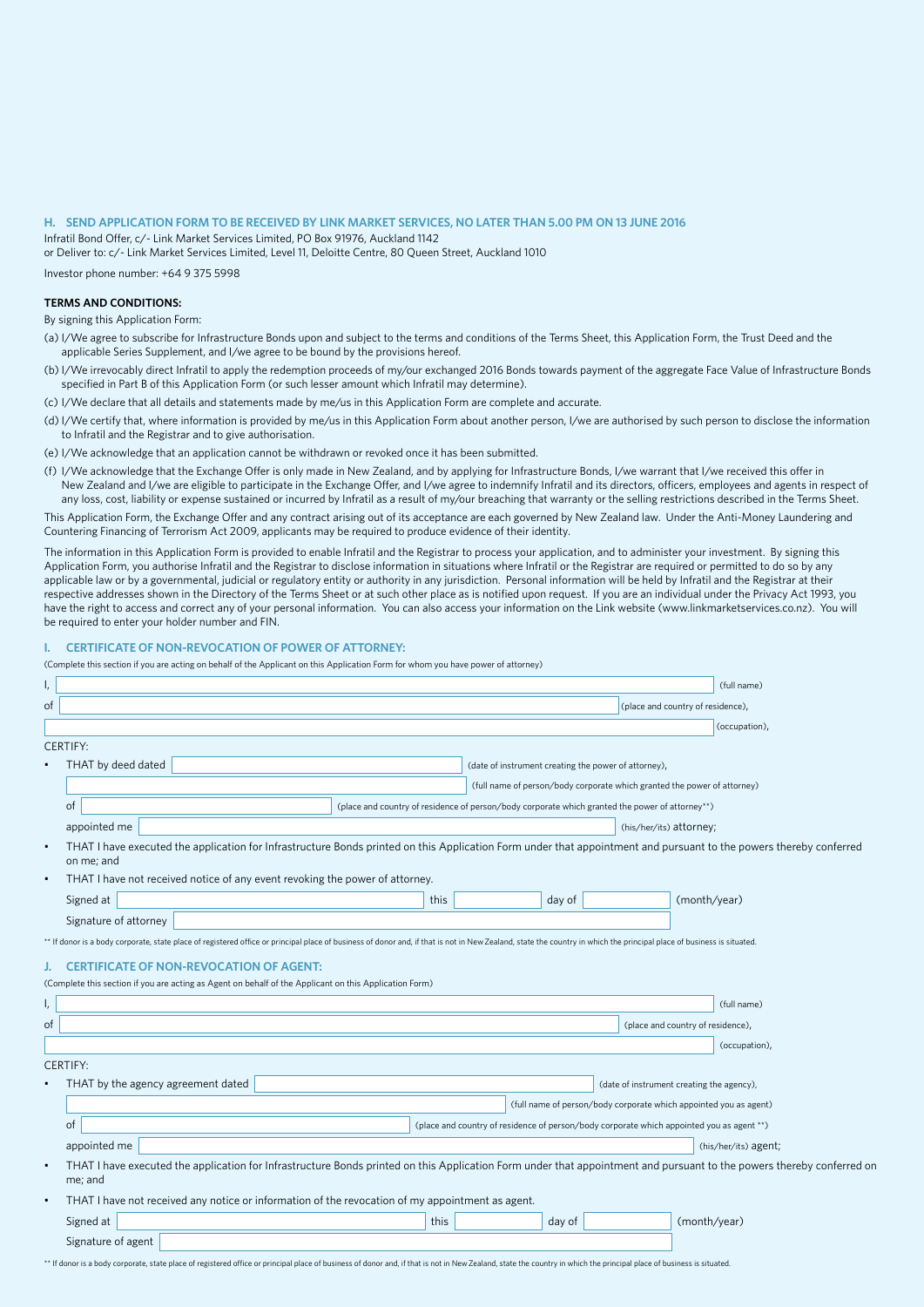## H. SEND APPLICATION FORM TO BE RECEIVED BY LINK MARKET SERVICES, NO LATER THAN 5.00 PM ON 13 JUNE 2016

Infratil Bond Offer, c/- Link Market Services Limited, PO Box 91976, Auckland 1142
or Deliver to: c/- Link Market Services Limited, Level 11, Deloitte Centre, 80 Queen Street, Auckland 1010

Investor phone number: +64 9 375 5998

**TERMS AND CONDITIONS:**

By signing this Application Form:

(a) I/We agree to subscribe for Infrastructure Bonds upon and subject to the terms and conditions of the Terms Sheet, this Application Form, the Trust Deed and the applicable Series Supplement, and I/we agree to be bound by the provisions hereof.

(b) I/We irrevocably direct Infratil to apply the redemption proceeds of my/our exchanged 2016 Bonds towards payment of the aggregate Face Value of Infrastructure Bonds specified in Part B of this Application Form (or such lesser amount which Infratil may determine).

(c) I/We declare that all details and statements made by me/us in this Application Form are complete and accurate.

(d) I/We certify that, where information is provided by me/us in this Application Form about another person, I/we are authorised by such person to disclose the information to Infratil and the Registrar and to give authorisation.

(e) I/We acknowledge that an application cannot be withdrawn or revoked once it has been submitted.

(f) I/We acknowledge that the Exchange Offer is only made in New Zealand, and by applying for Infrastructure Bonds, I/we warrant that I/we received this offer in New Zealand and I/we are eligible to participate in the Exchange Offer, and I/we agree to indemnify Infratil and its directors, officers, employees and agents in respect of any loss, cost, liability or expense sustained or incurred by Infratil as a result of my/our breaching that warranty or the selling restrictions described in the Terms Sheet.

This Application Form, the Exchange Offer and any contract arising out of its acceptance are each governed by New Zealand law. Under the Anti-Money Laundering and Countering Financing of Terrorism Act 2009, applicants may be required to produce evidence of their identity.

The information in this Application Form is provided to enable Infratil and the Registrar to process your application, and to administer your investment. By signing this Application Form, you authorise Infratil and the Registrar to disclose information in situations where Infratil or the Registrar are required or permitted to do so by any applicable law or by a governmental, judicial or regulatory entity or authority in any jurisdiction. Personal information will be held by Infratil and the Registrar at their respective addresses shown in the Directory of the Terms Sheet or at such other place as is notified upon request. If you are an individual under the Privacy Act 1993, you have the right to access and correct any of your personal information. You can also access your information on the Link website (www.linkmarketservices.co.nz). You will be required to enter your holder number and FIN.

## I. CERTIFICATE OF NON-REVOCATION OF POWER OF ATTORNEY:

(Complete this section if you are acting on behalf of the Applicant on this Application Form for whom you have power of attorney)

I, ______________________________ (full name)

of ______________________________ (place and country of residence),

______________________________ (occupation),

CERTIFY:

- THAT by deed dated ______________ (date of instrument creating the power of attorney),
  ______________________________ (full name of person/body corporate which granted the power of attorney)
  of ______________________________ (place and country of residence of person/body corporate which granted the power of attorney**)
  appointed me ______________________________ (his/her/its) attorney;
- THAT I have executed the application for Infrastructure Bonds printed on this Application Form under that appointment and pursuant to the powers thereby conferred on me; and
- THAT I have not received notice of any event revoking the power of attorney.

  Signed at ______________ this ________ day of ________ (month/year)

  Signature of attorney ______________________________

** If donor is a body corporate, state place of registered office or principal place of business of donor and, if that is not in New Zealand, state the country in which the principal place of business is situated.

## J. CERTIFICATE OF NON-REVOCATION OF AGENT:

(Complete this section if you are acting as Agent on behalf of the Applicant on this Application Form)

I, ______________________________ (full name)

of ______________________________ (place and country of residence),

______________________________ (occupation),

CERTIFY:

- THAT by the agency agreement dated ______________ (date of instrument creating the agency),
  ______________________________ (full name of person/body corporate which appointed you as agent)
  of ______________________________ (place and country of residence of person/body corporate which appointed you as agent **)
  appointed me ______________________________ (his/her/its) agent;
- THAT I have executed the application for Infrastructure Bonds printed on this Application Form under that appointment and pursuant to the powers thereby conferred on me; and
- THAT I have not received any notice or information of the revocation of my appointment as agent.

  Signed at ______________ this ________ day of ________ (month/year)

  Signature of agent ______________________________

** If donor is a body corporate, state place of registered office or principal place of business of donor and, if that is not in New Zealand, state the country in which the principal place of business is situated.